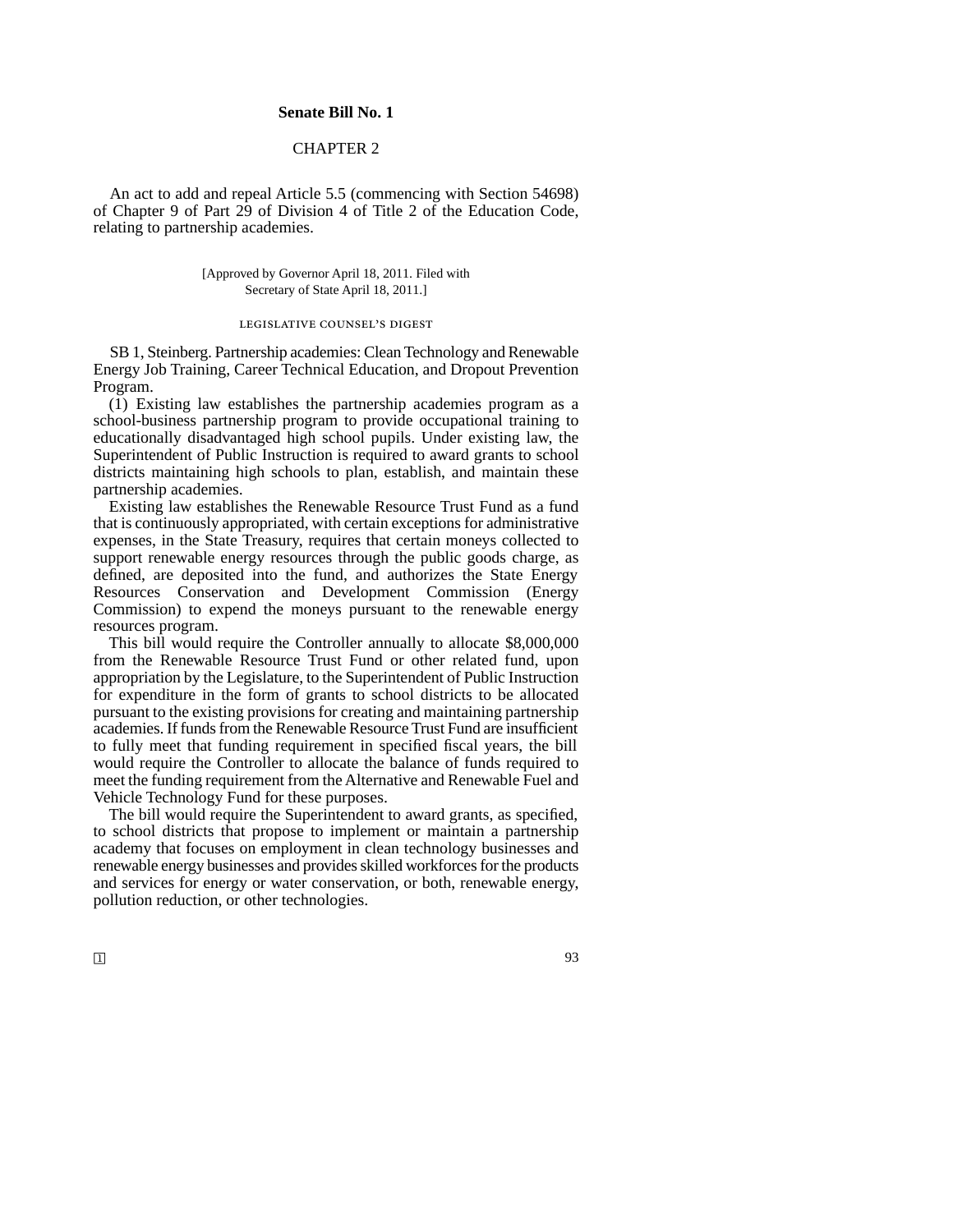**Senate Bill No. 1**

CHAPTER 2

An act to add and repeal Article 5.5 (commencing with Section 54698) of Chapter 9 of Part 29 of Division 4 of Title 2 of the Education Code, relating to partnership academies.

[Approved by Governor April 18, 2011. Filed with Secretary of State April 18, 2011.]

LEGISLATIVE COUNSEL'S DIGEST

SB 1, Steinberg. Partnership academies: Clean Technology and Renewable Energy Job Training, Career Technical Education, and Dropout Prevention Program.

(1) Existing law establishes the partnership academies program as a school-business partnership program to provide occupational training to educationally disadvantaged high school pupils. Under existing law, the Superintendent of Public Instruction is required to award grants to school districts maintaining high schools to plan, establish, and maintain these partnership academies.

Existing law establishes the Renewable Resource Trust Fund as a fund that is continuously appropriated, with certain exceptions for administrative expenses, in the State Treasury, requires that certain moneys collected to support renewable energy resources through the public goods charge, as defined, are deposited into the fund, and authorizes the State Energy Resources Conservation and Development Commission (Energy Commission) to expend the moneys pursuant to the renewable energy resources program.

This bill would require the Controller annually to allocate $8,000,000 from the Renewable Resource Trust Fund or other related fund, upon appropriation by the Legislature, to the Superintendent of Public Instruction for expenditure in the form of grants to school districts to be allocated pursuant to the existing provisions for creating and maintaining partnership academies. If funds from the Renewable Resource Trust Fund are insufficient to fully meet that funding requirement in specified fiscal years, the bill would require the Controller to allocate the balance of funds required to meet the funding requirement from the Alternative and Renewable Fuel and Vehicle Technology Fund for these purposes.

The bill would require the Superintendent to award grants, as specified, to school districts that propose to implement or maintain a partnership academy that focuses on employment in clean technology businesses and renewable energy businesses and provides skilled workforces for the products and services for energy or water conservation, or both, renewable energy, pollution reduction, or other technologies.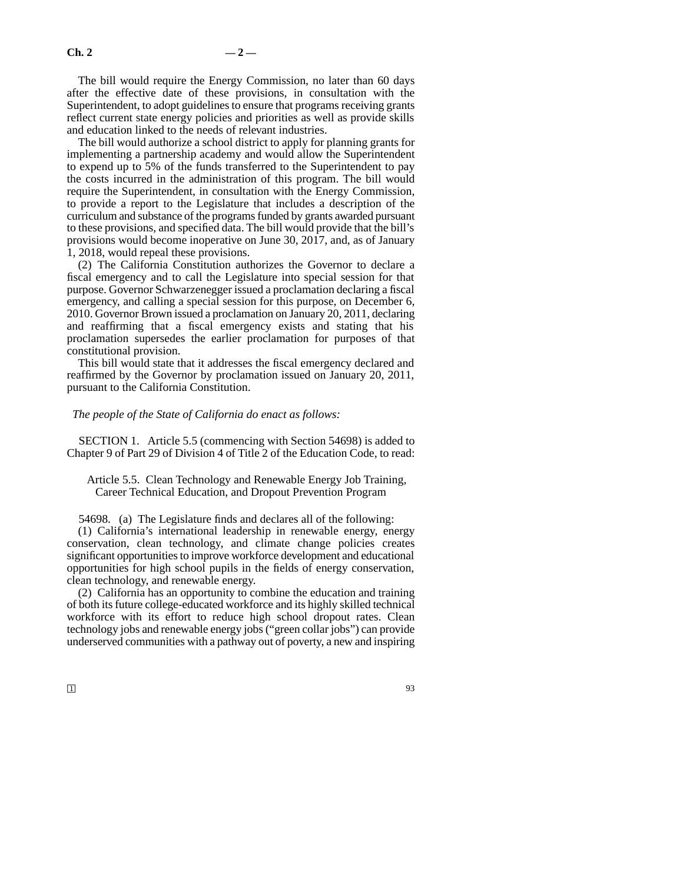The bill would require the Energy Commission, no later than 60 days after the effective date of these provisions, in consultation with the Superintendent, to adopt guidelines to ensure that programs receiving grants reflect current state energy policies and priorities as well as provide skills and education linked to the needs of relevant industries.

The bill would authorize a school district to apply for planning grants for implementing a partnership academy and would allow the Superintendent to expend up to 5% of the funds transferred to the Superintendent to pay the costs incurred in the administration of this program. The bill would require the Superintendent, in consultation with the Energy Commission, to provide a report to the Legislature that includes a description of the curriculum and substance of the programs funded by grants awarded pursuant to these provisions, and specified data. The bill would provide that the bill's provisions would become inoperative on June 30, 2017, and, as of January 1, 2018, would repeal these provisions.

(2) The California Constitution authorizes the Governor to declare a fiscal emergency and to call the Legislature into special session for that purpose. Governor Schwarzenegger issued a proclamation declaring a fiscal emergency, and calling a special session for this purpose, on December 6, 2010. Governor Brown issued a proclamation on January 20, 2011, declaring and reaffirming that a fiscal emergency exists and stating that his proclamation supersedes the earlier proclamation for purposes of that constitutional provision.

This bill would state that it addresses the fiscal emergency declared and reaffirmed by the Governor by proclamation issued on January 20, 2011, pursuant to the California Constitution.

*The people of the State of California do enact as follows:*

SECTION 1. Article 5.5 (commencing with Section 54698) is added to Chapter 9 of Part 29 of Division 4 of Title 2 of the Education Code, to read:

Article 5.5. Clean Technology and Renewable Energy Job Training, Career Technical Education, and Dropout Prevention Program

54698. (a) The Legislature finds and declares all of the following:

(1) California's international leadership in renewable energy, energy conservation, clean technology, and climate change policies creates significant opportunities to improve workforce development and educational opportunities for high school pupils in the fields of energy conservation, clean technology, and renewable energy.

(2) California has an opportunity to combine the education and training of both its future college-educated workforce and its highly skilled technical workforce with its effort to reduce high school dropout rates. Clean technology jobs and renewable energy jobs ("green collar jobs") can provide underserved communities with a pathway out of poverty, a new and inspiring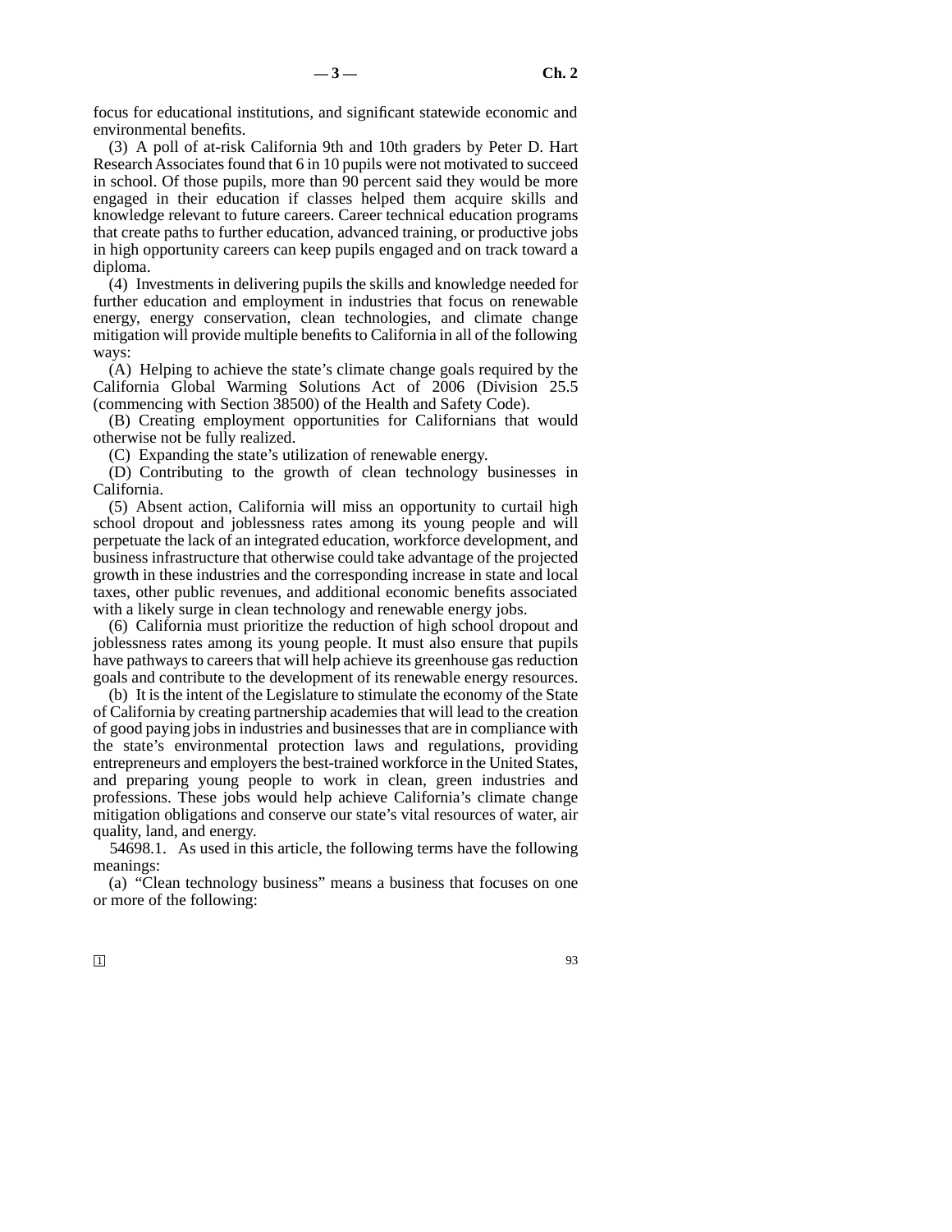focus for educational institutions, and significant statewide economic and environmental benefits.

(3) A poll of at-risk California 9th and 10th graders by Peter D. Hart Research Associates found that 6 in 10 pupils were not motivated to succeed in school. Of those pupils, more than 90 percent said they would be more engaged in their education if classes helped them acquire skills and knowledge relevant to future careers. Career technical education programs that create paths to further education, advanced training, or productive jobs in high opportunity careers can keep pupils engaged and on track toward a diploma.

(4) Investments in delivering pupils the skills and knowledge needed for further education and employment in industries that focus on renewable energy, energy conservation, clean technologies, and climate change mitigation will provide multiple benefits to California in all of the following ways:

(A) Helping to achieve the state's climate change goals required by the California Global Warming Solutions Act of 2006 (Division 25.5 (commencing with Section 38500) of the Health and Safety Code).

(B) Creating employment opportunities for Californians that would otherwise not be fully realized.

(C) Expanding the state's utilization of renewable energy.

(D) Contributing to the growth of clean technology businesses in California.

(5) Absent action, California will miss an opportunity to curtail high school dropout and joblessness rates among its young people and will perpetuate the lack of an integrated education, workforce development, and business infrastructure that otherwise could take advantage of the projected growth in these industries and the corresponding increase in state and local taxes, other public revenues, and additional economic benefits associated with a likely surge in clean technology and renewable energy jobs.

(6) California must prioritize the reduction of high school dropout and joblessness rates among its young people. It must also ensure that pupils have pathways to careers that will help achieve its greenhouse gas reduction goals and contribute to the development of its renewable energy resources.

(b) It is the intent of the Legislature to stimulate the economy of the State of California by creating partnership academies that will lead to the creation of good paying jobs in industries and businesses that are in compliance with the state's environmental protection laws and regulations, providing entrepreneurs and employers the best-trained workforce in the United States, and preparing young people to work in clean, green industries and professions. These jobs would help achieve California's climate change mitigation obligations and conserve our state's vital resources of water, air quality, land, and energy.

54698.1. As used in this article, the following terms have the following meanings:

(a) "Clean technology business" means a business that focuses on one or more of the following: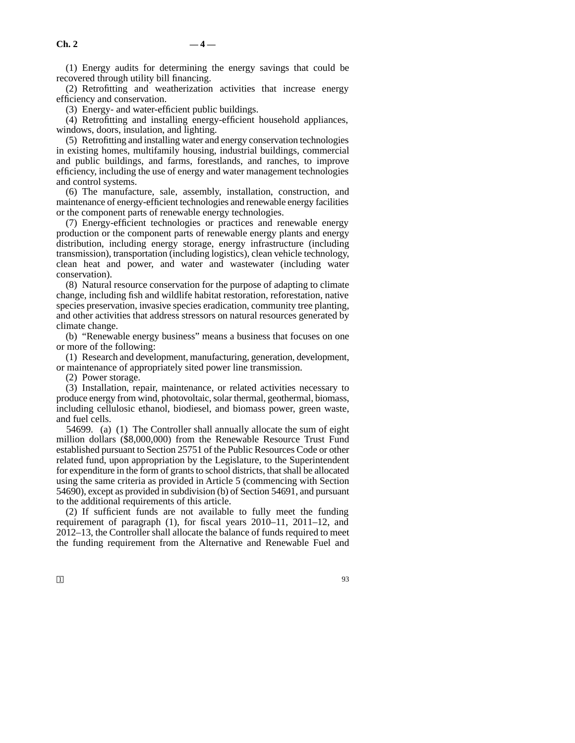(1) Energy audits for determining the energy savings that could be recovered through utility bill financing.

(2) Retrofitting and weatherization activities that increase energy efficiency and conservation.

(3) Energy- and water-efficient public buildings.

(4) Retrofitting and installing energy-efficient household appliances, windows, doors, insulation, and lighting.

(5) Retrofitting and installing water and energy conservation technologies in existing homes, multifamily housing, industrial buildings, commercial and public buildings, and farms, forestlands, and ranches, to improve efficiency, including the use of energy and water management technologies and control systems.

(6) The manufacture, sale, assembly, installation, construction, and maintenance of energy-efficient technologies and renewable energy facilities or the component parts of renewable energy technologies.

(7) Energy-efficient technologies or practices and renewable energy production or the component parts of renewable energy plants and energy distribution, including energy storage, energy infrastructure (including transmission), transportation (including logistics), clean vehicle technology, clean heat and power, and water and wastewater (including water conservation).

(8) Natural resource conservation for the purpose of adapting to climate change, including fish and wildlife habitat restoration, reforestation, native species preservation, invasive species eradication, community tree planting, and other activities that address stressors on natural resources generated by climate change.

(b) "Renewable energy business" means a business that focuses on one or more of the following:

(1) Research and development, manufacturing, generation, development, or maintenance of appropriately sited power line transmission.

(2) Power storage.

(3) Installation, repair, maintenance, or related activities necessary to produce energy from wind, photovoltaic, solar thermal, geothermal, biomass, including cellulosic ethanol, biodiesel, and biomass power, green waste, and fuel cells.

54699. (a) (1) The Controller shall annually allocate the sum of eight million dollars ($8,000,000) from the Renewable Resource Trust Fund established pursuant to Section 25751 of the Public Resources Code or other related fund, upon appropriation by the Legislature, to the Superintendent for expenditure in the form of grants to school districts, that shall be allocated using the same criteria as provided in Article 5 (commencing with Section 54690), except as provided in subdivision (b) of Section 54691, and pursuant to the additional requirements of this article.

(2) If sufficient funds are not available to fully meet the funding requirement of paragraph (1), for fiscal years 2010–11, 2011–12, and 2012–13, the Controller shall allocate the balance of funds required to meet the funding requirement from the Alternative and Renewable Fuel and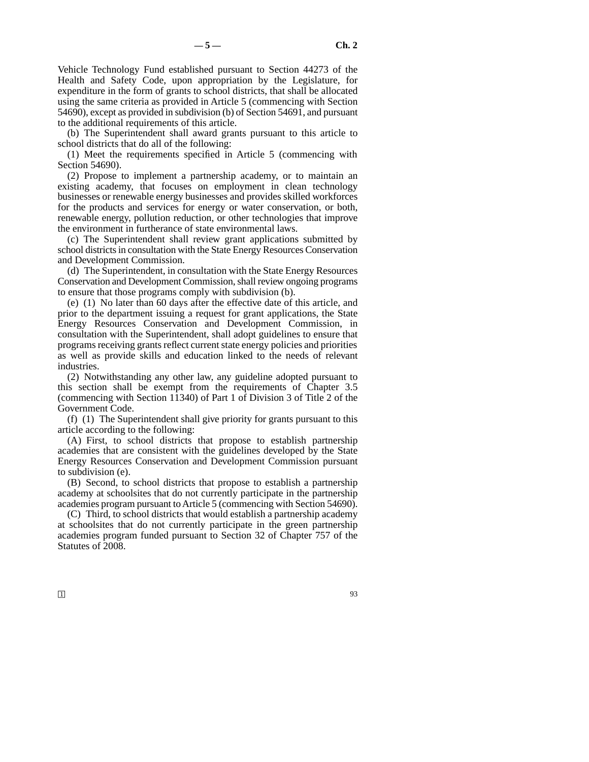Vehicle Technology Fund established pursuant to Section 44273 of the Health and Safety Code, upon appropriation by the Legislature, for expenditure in the form of grants to school districts, that shall be allocated using the same criteria as provided in Article 5 (commencing with Section 54690), except as provided in subdivision (b) of Section 54691, and pursuant to the additional requirements of this article.

(b) The Superintendent shall award grants pursuant to this article to school districts that do all of the following:

(1) Meet the requirements specified in Article 5 (commencing with Section 54690).

(2) Propose to implement a partnership academy, or to maintain an existing academy, that focuses on employment in clean technology businesses or renewable energy businesses and provides skilled workforces for the products and services for energy or water conservation, or both, renewable energy, pollution reduction, or other technologies that improve the environment in furtherance of state environmental laws.

(c) The Superintendent shall review grant applications submitted by school districts in consultation with the State Energy Resources Conservation and Development Commission.

(d) The Superintendent, in consultation with the State Energy Resources Conservation and Development Commission, shall review ongoing programs to ensure that those programs comply with subdivision (b).

(e) (1) No later than 60 days after the effective date of this article, and prior to the department issuing a request for grant applications, the State Energy Resources Conservation and Development Commission, in consultation with the Superintendent, shall adopt guidelines to ensure that programs receiving grants reflect current state energy policies and priorities as well as provide skills and education linked to the needs of relevant industries.

(2) Notwithstanding any other law, any guideline adopted pursuant to this section shall be exempt from the requirements of Chapter 3.5 (commencing with Section 11340) of Part 1 of Division 3 of Title 2 of the Government Code.

(f) (1) The Superintendent shall give priority for grants pursuant to this article according to the following:

(A) First, to school districts that propose to establish partnership academies that are consistent with the guidelines developed by the State Energy Resources Conservation and Development Commission pursuant to subdivision (e).

(B) Second, to school districts that propose to establish a partnership academy at schoolsites that do not currently participate in the partnership academies program pursuant to Article 5 (commencing with Section 54690).

(C) Third, to school districts that would establish a partnership academy at schoolsites that do not currently participate in the green partnership academies program funded pursuant to Section 32 of Chapter 757 of the Statutes of 2008.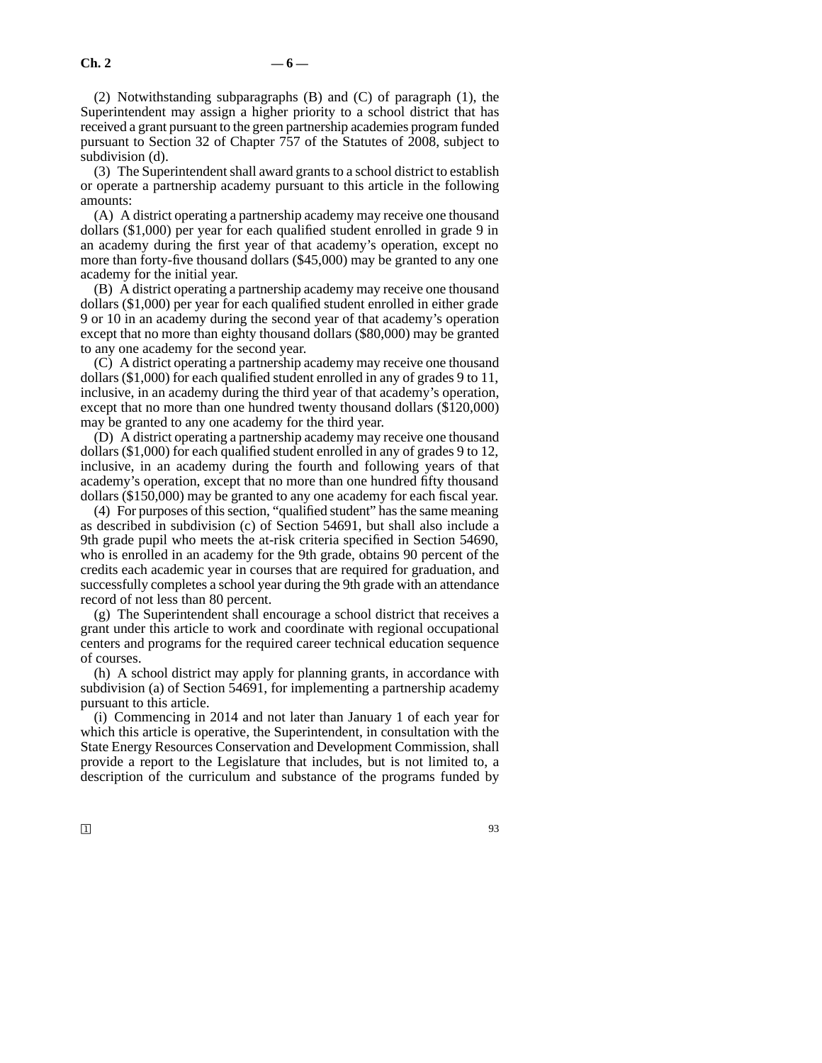(2) Notwithstanding subparagraphs (B) and (C) of paragraph (1), the Superintendent may assign a higher priority to a school district that has received a grant pursuant to the green partnership academies program funded pursuant to Section 32 of Chapter 757 of the Statutes of 2008, subject to subdivision (d).

(3) The Superintendent shall award grants to a school district to establish or operate a partnership academy pursuant to this article in the following amounts:

(A) A district operating a partnership academy may receive one thousand dollars ($1,000) per year for each qualified student enrolled in grade 9 in an academy during the first year of that academy's operation, except no more than forty-five thousand dollars ($45,000) may be granted to any one academy for the initial year.

(B) A district operating a partnership academy may receive one thousand dollars ($1,000) per year for each qualified student enrolled in either grade 9 or 10 in an academy during the second year of that academy's operation except that no more than eighty thousand dollars ($80,000) may be granted to any one academy for the second year.

(C) A district operating a partnership academy may receive one thousand dollars ($1,000) for each qualified student enrolled in any of grades 9 to 11, inclusive, in an academy during the third year of that academy's operation, except that no more than one hundred twenty thousand dollars ($120,000) may be granted to any one academy for the third year.

(D) A district operating a partnership academy may receive one thousand dollars ($1,000) for each qualified student enrolled in any of grades 9 to 12, inclusive, in an academy during the fourth and following years of that academy's operation, except that no more than one hundred fifty thousand dollars ($150,000) may be granted to any one academy for each fiscal year.

(4) For purposes of this section, "qualified student" has the same meaning as described in subdivision (c) of Section 54691, but shall also include a 9th grade pupil who meets the at-risk criteria specified in Section 54690, who is enrolled in an academy for the 9th grade, obtains 90 percent of the credits each academic year in courses that are required for graduation, and successfully completes a school year during the 9th grade with an attendance record of not less than 80 percent.

(g) The Superintendent shall encourage a school district that receives a grant under this article to work and coordinate with regional occupational centers and programs for the required career technical education sequence of courses.

(h) A school district may apply for planning grants, in accordance with subdivision (a) of Section 54691, for implementing a partnership academy pursuant to this article.

(i) Commencing in 2014 and not later than January 1 of each year for which this article is operative, the Superintendent, in consultation with the State Energy Resources Conservation and Development Commission, shall provide a report to the Legislature that includes, but is not limited to, a description of the curriculum and substance of the programs funded by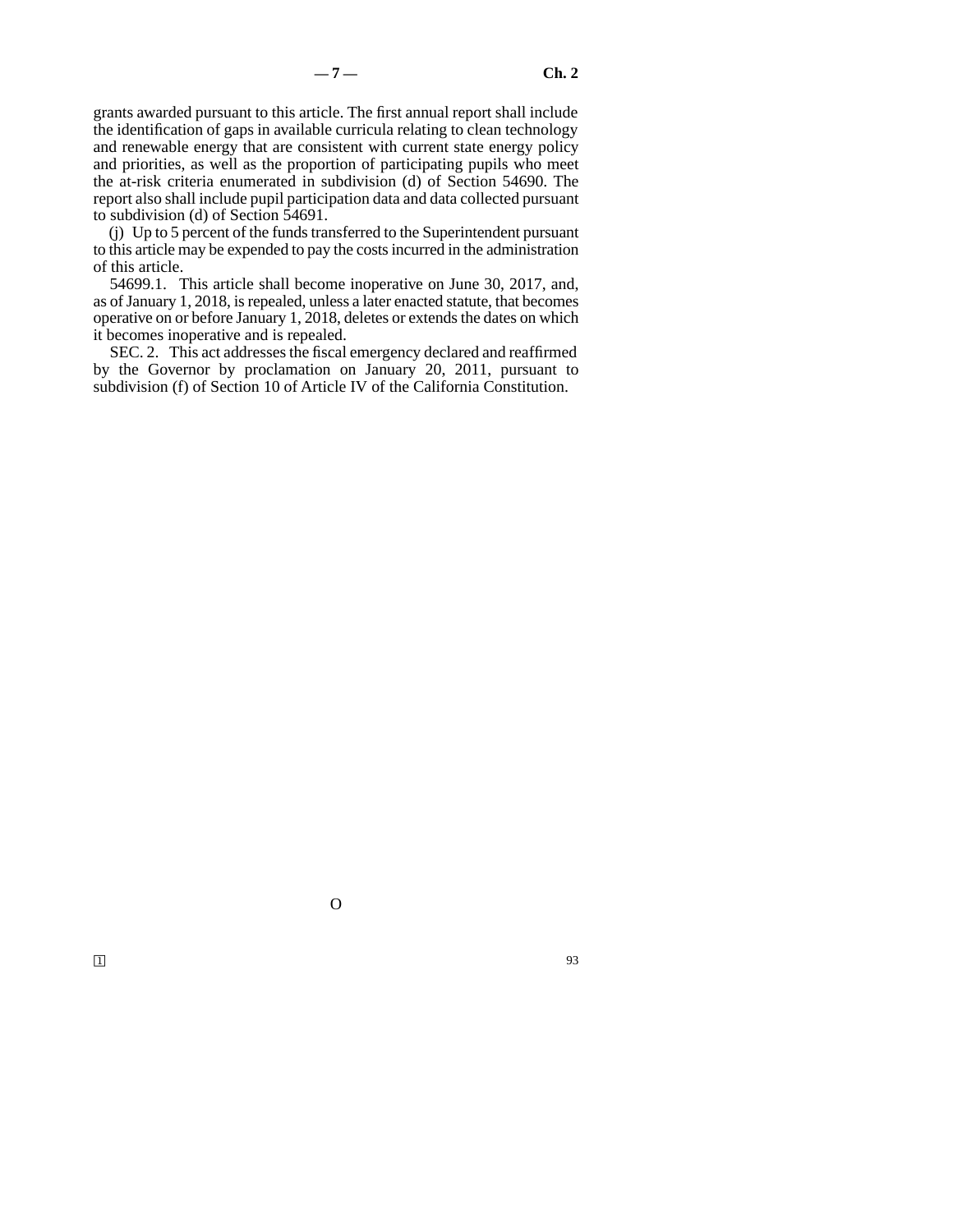grants awarded pursuant to this article. The first annual report shall include the identification of gaps in available curricula relating to clean technology and renewable energy that are consistent with current state energy policy and priorities, as well as the proportion of participating pupils who meet the at-risk criteria enumerated in subdivision (d) of Section 54690. The report also shall include pupil participation data and data collected pursuant to subdivision (d) of Section 54691.

(j) Up to 5 percent of the funds transferred to the Superintendent pursuant to this article may be expended to pay the costs incurred in the administration of this article.

54699.1. This article shall become inoperative on June 30, 2017, and, as of January 1, 2018, is repealed, unless a later enacted statute, that becomes operative on or before January 1, 2018, deletes or extends the dates on which it becomes inoperative and is repealed.

SEC. 2. This act addresses the fiscal emergency declared and reaffirmed by the Governor by proclamation on January 20, 2011, pursuant to subdivision (f) of Section 10 of Article IV of the California Constitution.